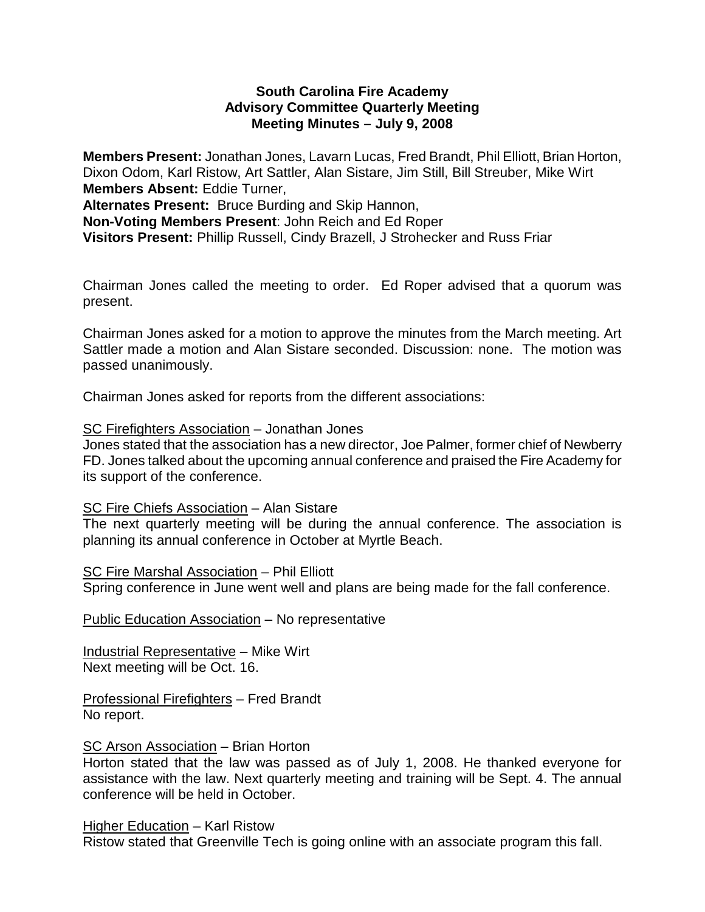**South Carolina Fire Academy**
**Advisory Committee Quarterly Meeting**
**Meeting Minutes – July 9, 2008**

**Members Present:** Jonathan Jones, Lavarn Lucas, Fred Brandt, Phil Elliott, Brian Horton, Dixon Odom, Karl Ristow, Art Sattler, Alan Sistare, Jim Still, Bill Streuber, Mike Wirt
**Members Absent:** Eddie Turner,
**Alternates Present:** Bruce Burding and Skip Hannon,
**Non-Voting Members Present**: John Reich and Ed Roper
**Visitors Present:** Phillip Russell, Cindy Brazell, J Strohecker and Russ Friar

Chairman Jones called the meeting to order. Ed Roper advised that a quorum was present.

Chairman Jones asked for a motion to approve the minutes from the March meeting. Art Sattler made a motion and Alan Sistare seconded. Discussion: none. The motion was passed unanimously.

Chairman Jones asked for reports from the different associations:

SC Firefighters Association – Jonathan Jones
Jones stated that the association has a new director, Joe Palmer, former chief of Newberry FD. Jones talked about the upcoming annual conference and praised the Fire Academy for its support of the conference.

SC Fire Chiefs Association – Alan Sistare
The next quarterly meeting will be during the annual conference. The association is planning its annual conference in October at Myrtle Beach.

SC Fire Marshal Association – Phil Elliott
Spring conference in June went well and plans are being made for the fall conference.

Public Education Association – No representative

Industrial Representative – Mike Wirt
Next meeting will be Oct. 16.

Professional Firefighters – Fred Brandt
No report.

SC Arson Association – Brian Horton
Horton stated that the law was passed as of July 1, 2008. He thanked everyone for assistance with the law. Next quarterly meeting and training will be Sept. 4. The annual conference will be held in October.

Higher Education – Karl Ristow
Ristow stated that Greenville Tech is going online with an associate program this fall.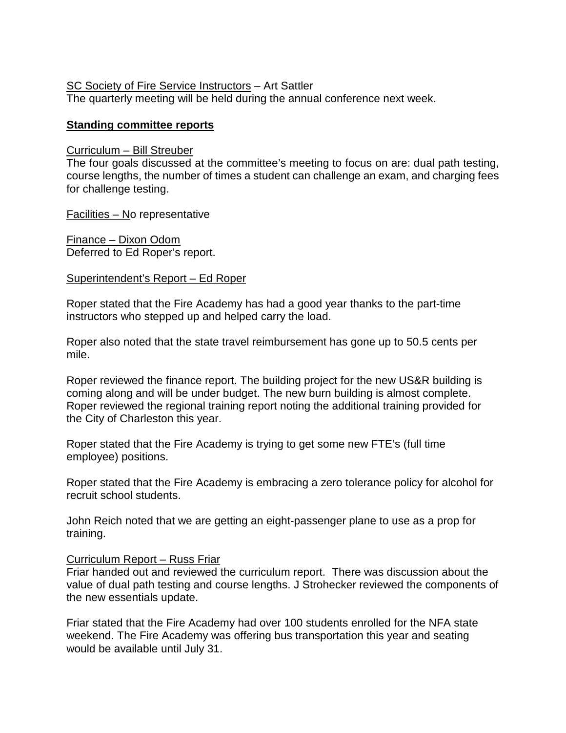SC Society of Fire Service Instructors – Art Sattler
The quarterly meeting will be held during the annual conference next week.

**Standing committee reports**

Curriculum – Bill Streuber
The four goals discussed at the committee's meeting to focus on are: dual path testing, course lengths, the number of times a student can challenge an exam, and charging fees for challenge testing.

Facilities – No representative

Finance – Dixon Odom
Deferred to Ed Roper's report.

Superintendent's Report – Ed Roper

Roper stated that the Fire Academy has had a good year thanks to the part-time instructors who stepped up and helped carry the load.

Roper also noted that the state travel reimbursement has gone up to 50.5 cents per mile.

Roper reviewed the finance report. The building project for the new US&R building is coming along and will be under budget. The new burn building is almost complete. Roper reviewed the regional training report noting the additional training provided for the City of Charleston this year.

Roper stated that the Fire Academy is trying to get some new FTE's (full time employee) positions.

Roper stated that the Fire Academy is embracing a zero tolerance policy for alcohol for recruit school students.

John Reich noted that we are getting an eight-passenger plane to use as a prop for training.

Curriculum Report – Russ Friar
Friar handed out and reviewed the curriculum report. There was discussion about the value of dual path testing and course lengths. J Strohecker reviewed the components of the new essentials update.

Friar stated that the Fire Academy had over 100 students enrolled for the NFA state weekend. The Fire Academy was offering bus transportation this year and seating would be available until July 31.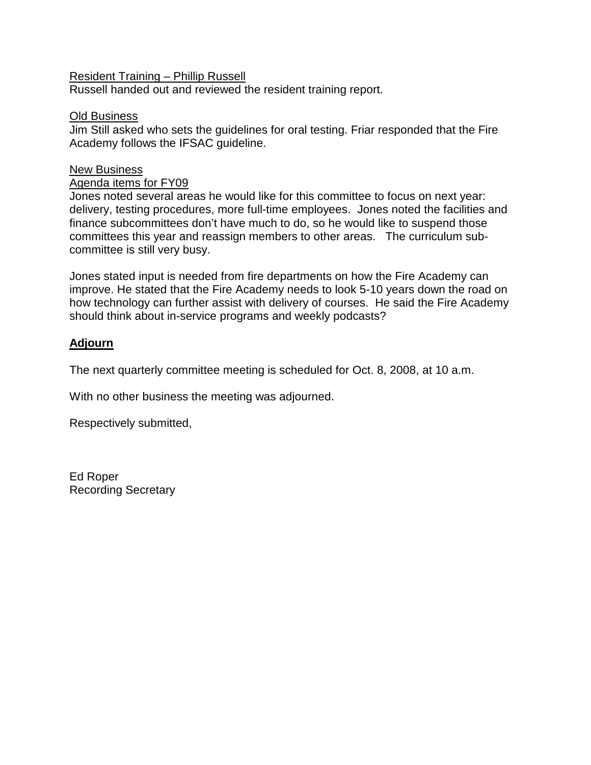Resident Training – Phillip Russell

Russell handed out and reviewed the resident training report.

Old Business

Jim Still asked who sets the guidelines for oral testing. Friar responded that the Fire Academy follows the IFSAC guideline.

New Business

Agenda items for FY09

Jones noted several areas he would like for this committee to focus on next year: delivery, testing procedures, more full-time employees. Jones noted the facilities and finance subcommittees don't have much to do, so he would like to suspend those committees this year and reassign members to other areas. The curriculum sub-committee is still very busy.

Jones stated input is needed from fire departments on how the Fire Academy can improve. He stated that the Fire Academy needs to look 5-10 years down the road on how technology can further assist with delivery of courses. He said the Fire Academy should think about in-service programs and weekly podcasts?

**Adjourn**

The next quarterly committee meeting is scheduled for Oct. 8, 2008, at 10 a.m.

With no other business the meeting was adjourned.

Respectively submitted,

Ed Roper
Recording Secretary